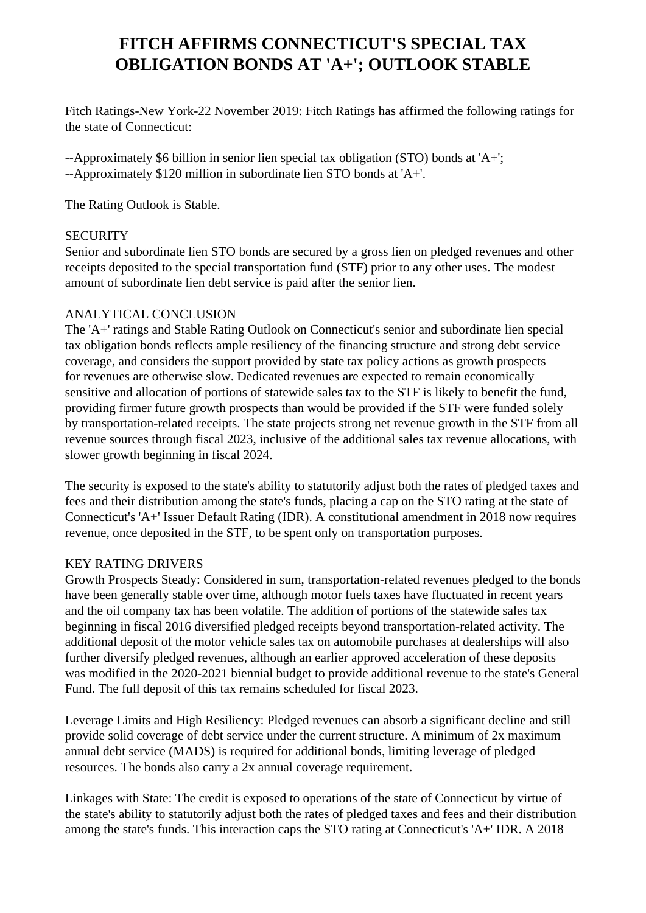# FITCH AFFIRMS CONNECTICUT'S SPECIAL TAX OBLIGATION BONDS AT 'A+'; OUTLOOK STABLE

Fitch Ratings-New York-22 November 2019: Fitch Ratings has affirmed the following ratings for the state of Connecticut:

--Approximately $6 billion in senior lien special tax obligation (STO) bonds at 'A+';
--Approximately $120 million in subordinate lien STO bonds at 'A+'.

The Rating Outlook is Stable.

SECURITY
Senior and subordinate lien STO bonds are secured by a gross lien on pledged revenues and other receipts deposited to the special transportation fund (STF) prior to any other uses. The modest amount of subordinate lien debt service is paid after the senior lien.

ANALYTICAL CONCLUSION
The 'A+' ratings and Stable Rating Outlook on Connecticut's senior and subordinate lien special tax obligation bonds reflects ample resiliency of the financing structure and strong debt service coverage, and considers the support provided by state tax policy actions as growth prospects for revenues are otherwise slow. Dedicated revenues are expected to remain economically sensitive and allocation of portions of statewide sales tax to the STF is likely to benefit the fund, providing firmer future growth prospects than would be provided if the STF were funded solely by transportation-related receipts. The state projects strong net revenue growth in the STF from all revenue sources through fiscal 2023, inclusive of the additional sales tax revenue allocations, with slower growth beginning in fiscal 2024.

The security is exposed to the state's ability to statutorily adjust both the rates of pledged taxes and fees and their distribution among the state's funds, placing a cap on the STO rating at the state of Connecticut's 'A+' Issuer Default Rating (IDR). A constitutional amendment in 2018 now requires revenue, once deposited in the STF, to be spent only on transportation purposes.

KEY RATING DRIVERS
Growth Prospects Steady: Considered in sum, transportation-related revenues pledged to the bonds have been generally stable over time, although motor fuels taxes have fluctuated in recent years and the oil company tax has been volatile. The addition of portions of the statewide sales tax beginning in fiscal 2016 diversified pledged receipts beyond transportation-related activity. The additional deposit of the motor vehicle sales tax on automobile purchases at dealerships will also further diversify pledged revenues, although an earlier approved acceleration of these deposits was modified in the 2020-2021 biennial budget to provide additional revenue to the state's General Fund. The full deposit of this tax remains scheduled for fiscal 2023.

Leverage Limits and High Resiliency: Pledged revenues can absorb a significant decline and still provide solid coverage of debt service under the current structure. A minimum of 2x maximum annual debt service (MADS) is required for additional bonds, limiting leverage of pledged resources. The bonds also carry a 2x annual coverage requirement.

Linkages with State: The credit is exposed to operations of the state of Connecticut by virtue of the state's ability to statutorily adjust both the rates of pledged taxes and fees and their distribution among the state's funds. This interaction caps the STO rating at Connecticut's 'A+' IDR. A 2018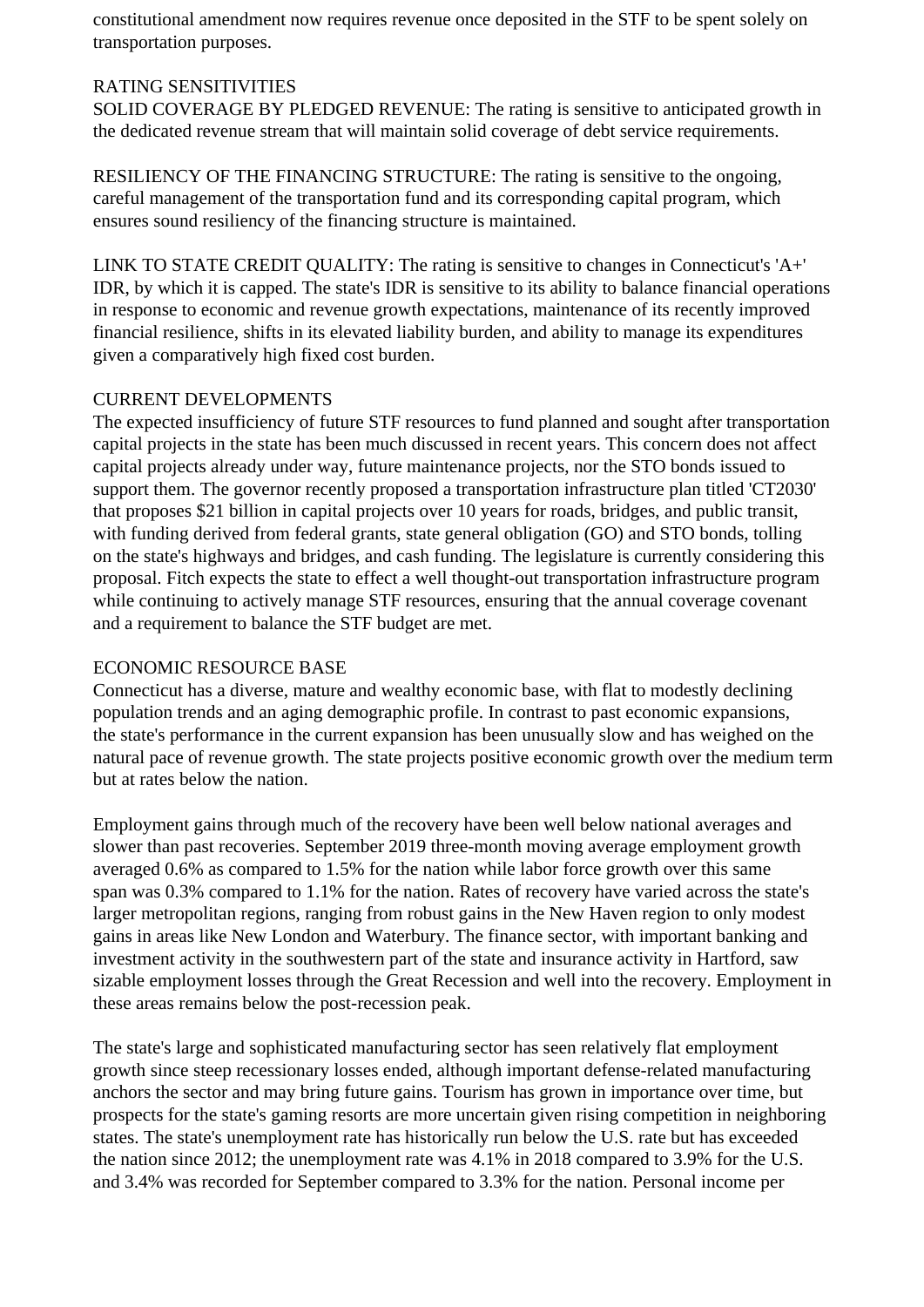constitutional amendment now requires revenue once deposited in the STF to be spent solely on transportation purposes.

## RATING SENSITIVITIES

SOLID COVERAGE BY PLEDGED REVENUE: The rating is sensitive to anticipated growth in the dedicated revenue stream that will maintain solid coverage of debt service requirements.

RESILIENCY OF THE FINANCING STRUCTURE: The rating is sensitive to the ongoing, careful management of the transportation fund and its corresponding capital program, which ensures sound resiliency of the financing structure is maintained.

LINK TO STATE CREDIT QUALITY: The rating is sensitive to changes in Connecticut's 'A+' IDR, by which it is capped. The state's IDR is sensitive to its ability to balance financial operations in response to economic and revenue growth expectations, maintenance of its recently improved financial resilience, shifts in its elevated liability burden, and ability to manage its expenditures given a comparatively high fixed cost burden.

## CURRENT DEVELOPMENTS

The expected insufficiency of future STF resources to fund planned and sought after transportation capital projects in the state has been much discussed in recent years. This concern does not affect capital projects already under way, future maintenance projects, nor the STO bonds issued to support them. The governor recently proposed a transportation infrastructure plan titled 'CT2030' that proposes $21 billion in capital projects over 10 years for roads, bridges, and public transit, with funding derived from federal grants, state general obligation (GO) and STO bonds, tolling on the state's highways and bridges, and cash funding. The legislature is currently considering this proposal. Fitch expects the state to effect a well thought-out transportation infrastructure program while continuing to actively manage STF resources, ensuring that the annual coverage covenant and a requirement to balance the STF budget are met.

## ECONOMIC RESOURCE BASE

Connecticut has a diverse, mature and wealthy economic base, with flat to modestly declining population trends and an aging demographic profile. In contrast to past economic expansions, the state's performance in the current expansion has been unusually slow and has weighed on the natural pace of revenue growth. The state projects positive economic growth over the medium term but at rates below the nation.

Employment gains through much of the recovery have been well below national averages and slower than past recoveries. September 2019 three-month moving average employment growth averaged 0.6% as compared to 1.5% for the nation while labor force growth over this same span was 0.3% compared to 1.1% for the nation. Rates of recovery have varied across the state's larger metropolitan regions, ranging from robust gains in the New Haven region to only modest gains in areas like New London and Waterbury. The finance sector, with important banking and investment activity in the southwestern part of the state and insurance activity in Hartford, saw sizable employment losses through the Great Recession and well into the recovery. Employment in these areas remains below the post-recession peak.

The state's large and sophisticated manufacturing sector has seen relatively flat employment growth since steep recessionary losses ended, although important defense-related manufacturing anchors the sector and may bring future gains. Tourism has grown in importance over time, but prospects for the state's gaming resorts are more uncertain given rising competition in neighboring states. The state's unemployment rate has historically run below the U.S. rate but has exceeded the nation since 2012; the unemployment rate was 4.1% in 2018 compared to 3.9% for the U.S. and 3.4% was recorded for September compared to 3.3% for the nation. Personal income per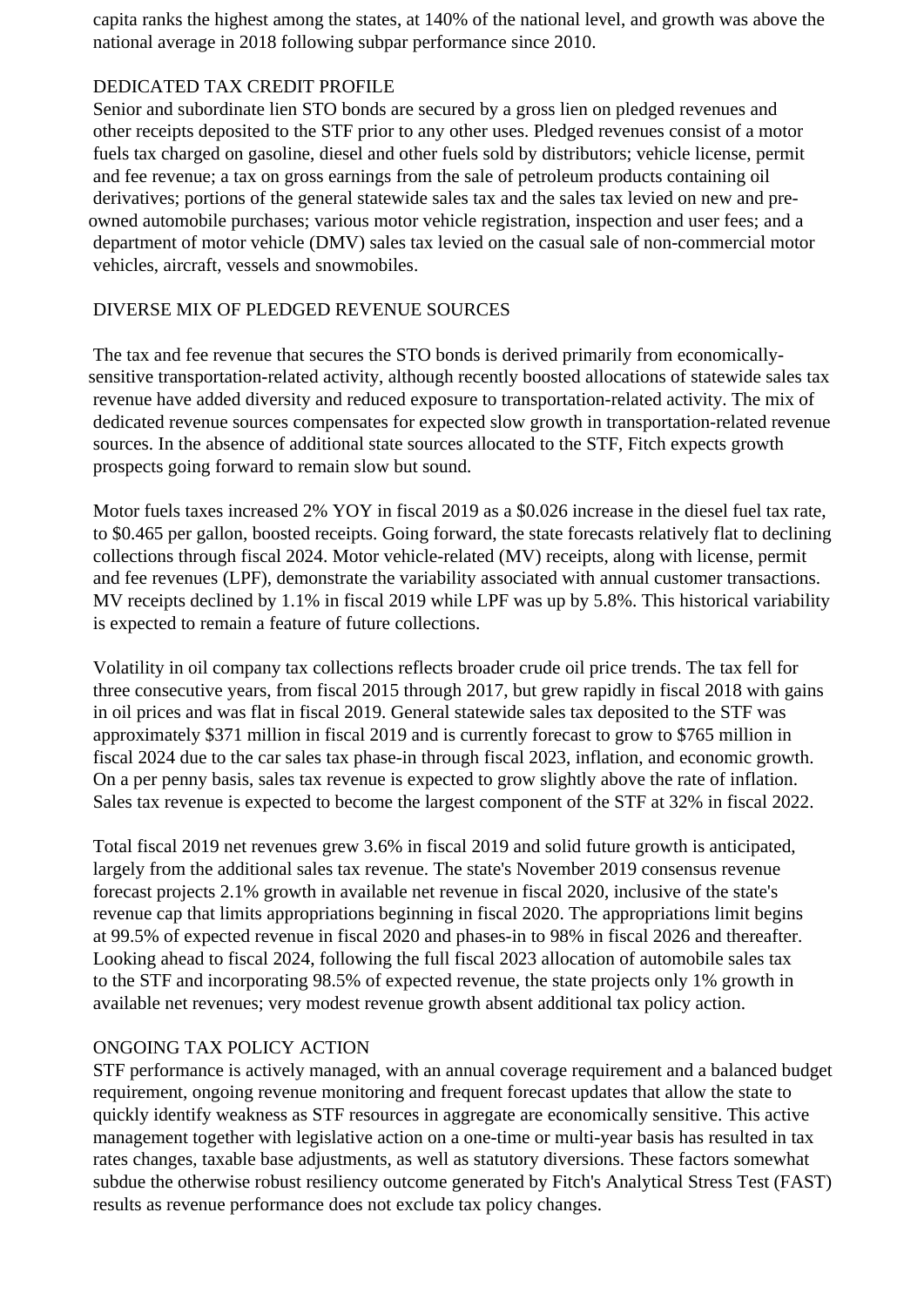capita ranks the highest among the states, at 140% of the national level, and growth was above the national average in 2018 following subpar performance since 2010.

## DEDICATED TAX CREDIT PROFILE

Senior and subordinate lien STO bonds are secured by a gross lien on pledged revenues and other receipts deposited to the STF prior to any other uses. Pledged revenues consist of a motor fuels tax charged on gasoline, diesel and other fuels sold by distributors; vehicle license, permit and fee revenue; a tax on gross earnings from the sale of petroleum products containing oil derivatives; portions of the general statewide sales tax and the sales tax levied on new and pre-owned automobile purchases; various motor vehicle registration, inspection and user fees; and a department of motor vehicle (DMV) sales tax levied on the casual sale of non-commercial motor vehicles, aircraft, vessels and snowmobiles.

## DIVERSE MIX OF PLEDGED REVENUE SOURCES

The tax and fee revenue that secures the STO bonds is derived primarily from economically-sensitive transportation-related activity, although recently boosted allocations of statewide sales tax revenue have added diversity and reduced exposure to transportation-related activity. The mix of dedicated revenue sources compensates for expected slow growth in transportation-related revenue sources. In the absence of additional state sources allocated to the STF, Fitch expects growth prospects going forward to remain slow but sound.

Motor fuels taxes increased 2% YOY in fiscal 2019 as a $0.026 increase in the diesel fuel tax rate, to $0.465 per gallon, boosted receipts. Going forward, the state forecasts relatively flat to declining collections through fiscal 2024. Motor vehicle-related (MV) receipts, along with license, permit and fee revenues (LPF), demonstrate the variability associated with annual customer transactions. MV receipts declined by 1.1% in fiscal 2019 while LPF was up by 5.8%. This historical variability is expected to remain a feature of future collections.

Volatility in oil company tax collections reflects broader crude oil price trends. The tax fell for three consecutive years, from fiscal 2015 through 2017, but grew rapidly in fiscal 2018 with gains in oil prices and was flat in fiscal 2019. General statewide sales tax deposited to the STF was approximately $371 million in fiscal 2019 and is currently forecast to grow to $765 million in fiscal 2024 due to the car sales tax phase-in through fiscal 2023, inflation, and economic growth. On a per penny basis, sales tax revenue is expected to grow slightly above the rate of inflation. Sales tax revenue is expected to become the largest component of the STF at 32% in fiscal 2022.

Total fiscal 2019 net revenues grew 3.6% in fiscal 2019 and solid future growth is anticipated, largely from the additional sales tax revenue. The state's November 2019 consensus revenue forecast projects 2.1% growth in available net revenue in fiscal 2020, inclusive of the state's revenue cap that limits appropriations beginning in fiscal 2020. The appropriations limit begins at 99.5% of expected revenue in fiscal 2020 and phases-in to 98% in fiscal 2026 and thereafter. Looking ahead to fiscal 2024, following the full fiscal 2023 allocation of automobile sales tax to the STF and incorporating 98.5% of expected revenue, the state projects only 1% growth in available net revenues; very modest revenue growth absent additional tax policy action.

## ONGOING TAX POLICY ACTION

STF performance is actively managed, with an annual coverage requirement and a balanced budget requirement, ongoing revenue monitoring and frequent forecast updates that allow the state to quickly identify weakness as STF resources in aggregate are economically sensitive. This active management together with legislative action on a one-time or multi-year basis has resulted in tax rates changes, taxable base adjustments, as well as statutory diversions. These factors somewhat subdue the otherwise robust resiliency outcome generated by Fitch's Analytical Stress Test (FAST) results as revenue performance does not exclude tax policy changes.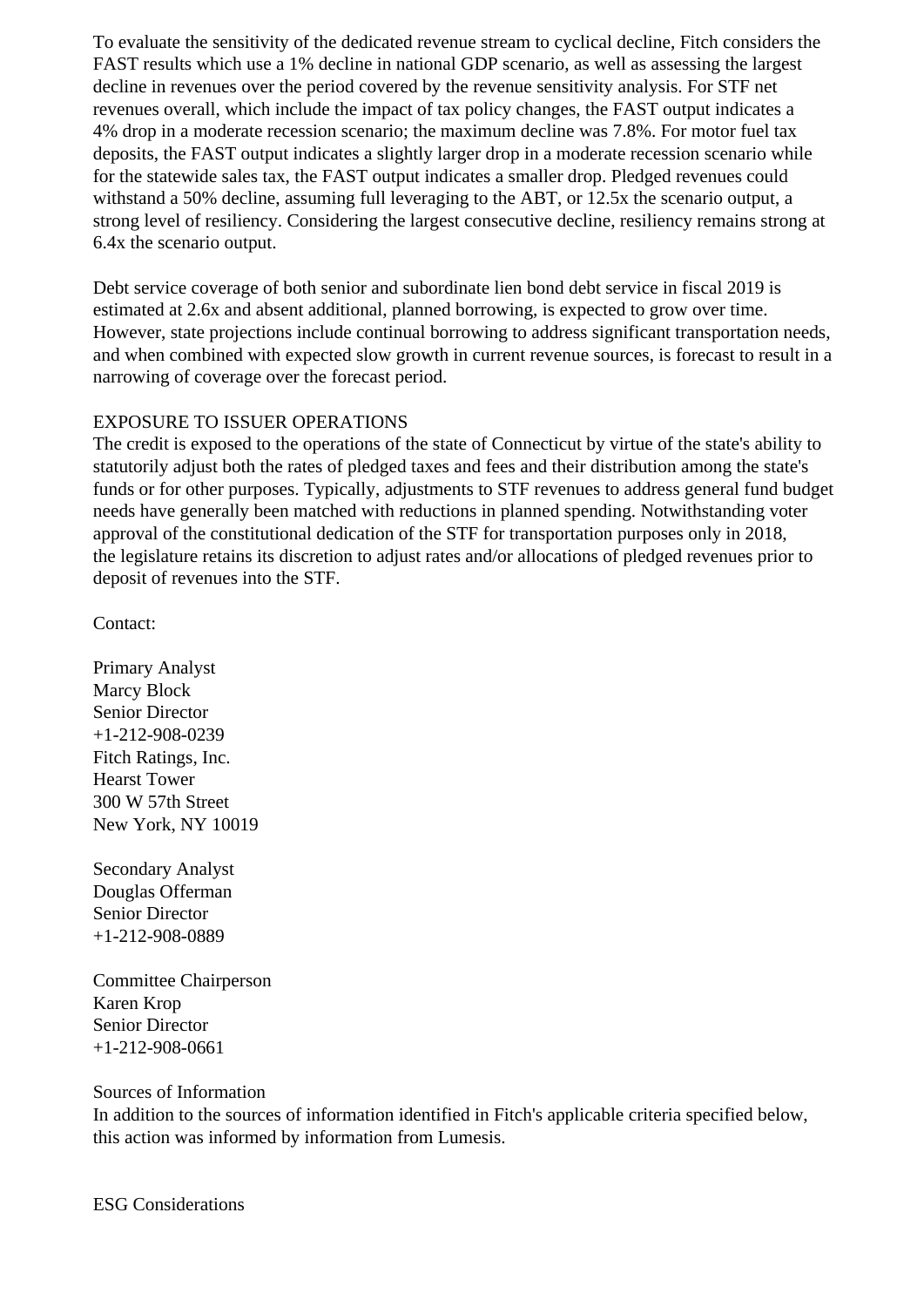To evaluate the sensitivity of the dedicated revenue stream to cyclical decline, Fitch considers the FAST results which use a 1% decline in national GDP scenario, as well as assessing the largest decline in revenues over the period covered by the revenue sensitivity analysis. For STF net revenues overall, which include the impact of tax policy changes, the FAST output indicates a 4% drop in a moderate recession scenario; the maximum decline was 7.8%. For motor fuel tax deposits, the FAST output indicates a slightly larger drop in a moderate recession scenario while for the statewide sales tax, the FAST output indicates a smaller drop. Pledged revenues could withstand a 50% decline, assuming full leveraging to the ABT, or 12.5x the scenario output, a strong level of resiliency. Considering the largest consecutive decline, resiliency remains strong at 6.4x the scenario output.

Debt service coverage of both senior and subordinate lien bond debt service in fiscal 2019 is estimated at 2.6x and absent additional, planned borrowing, is expected to grow over time. However, state projections include continual borrowing to address significant transportation needs, and when combined with expected slow growth in current revenue sources, is forecast to result in a narrowing of coverage over the forecast period.

EXPOSURE TO ISSUER OPERATIONS
The credit is exposed to the operations of the state of Connecticut by virtue of the state's ability to statutorily adjust both the rates of pledged taxes and fees and their distribution among the state's funds or for other purposes. Typically, adjustments to STF revenues to address general fund budget needs have generally been matched with reductions in planned spending. Notwithstanding voter approval of the constitutional dedication of the STF for transportation purposes only in 2018, the legislature retains its discretion to adjust rates and/or allocations of pledged revenues prior to deposit of revenues into the STF.

Contact:

Primary Analyst
Marcy Block
Senior Director
+1-212-908-0239
Fitch Ratings, Inc.
Hearst Tower
300 W 57th Street
New York, NY 10019

Secondary Analyst
Douglas Offerman
Senior Director
+1-212-908-0889

Committee Chairperson
Karen Krop
Senior Director
+1-212-908-0661

Sources of Information
In addition to the sources of information identified in Fitch's applicable criteria specified below, this action was informed by information from Lumesis.

ESG Considerations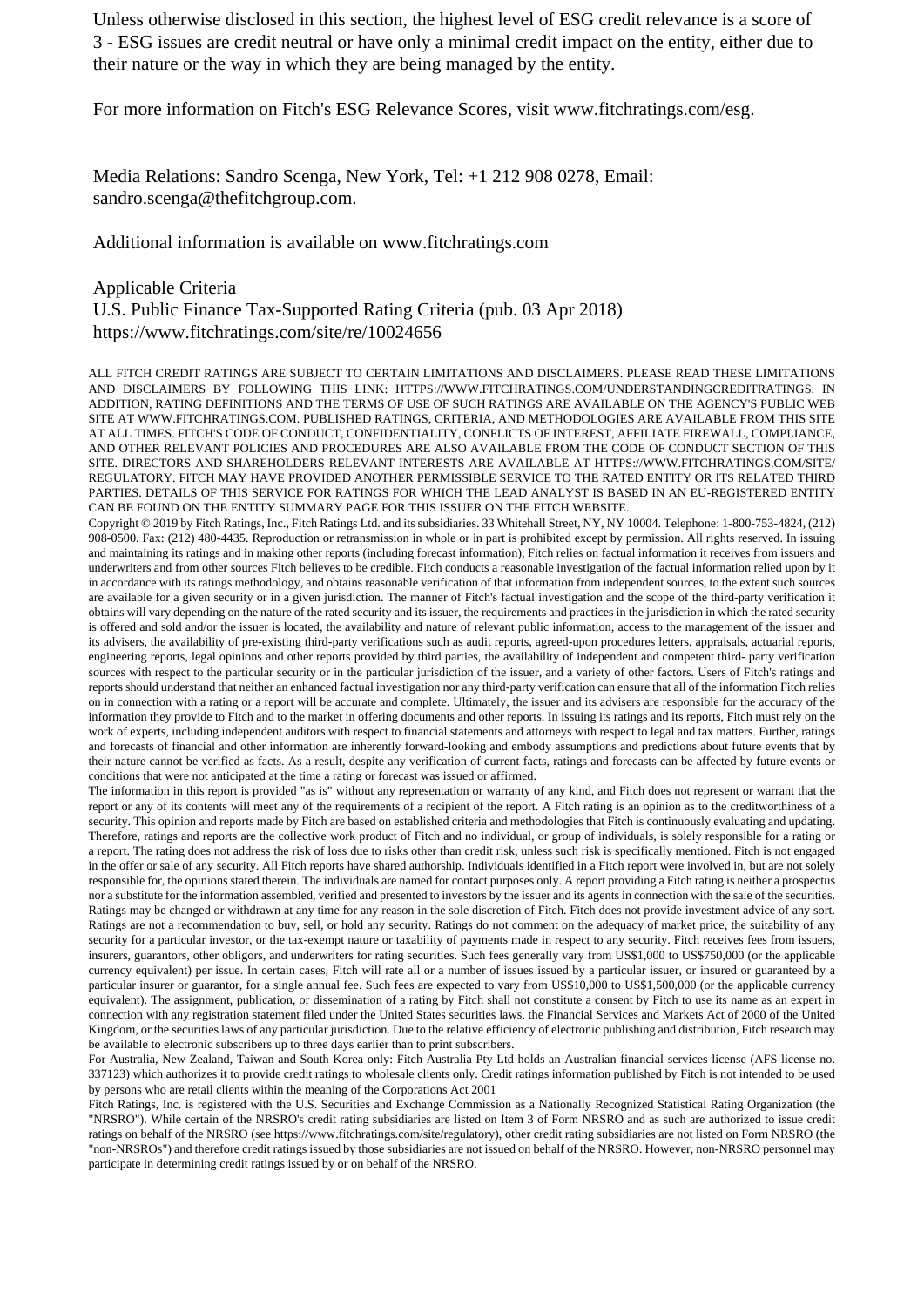Unless otherwise disclosed in this section, the highest level of ESG credit relevance is a score of 3 - ESG issues are credit neutral or have only a minimal credit impact on the entity, either due to their nature or the way in which they are being managed by the entity.

For more information on Fitch's ESG Relevance Scores, visit www.fitchratings.com/esg.

Media Relations: Sandro Scenga, New York, Tel: +1 212 908 0278, Email: sandro.scenga@thefitchgroup.com.

Additional information is available on www.fitchratings.com

Applicable Criteria
U.S. Public Finance Tax-Supported Rating Criteria (pub. 03 Apr 2018)
https://www.fitchratings.com/site/re/10024656

ALL FITCH CREDIT RATINGS ARE SUBJECT TO CERTAIN LIMITATIONS AND DISCLAIMERS. PLEASE READ THESE LIMITATIONS AND DISCLAIMERS BY FOLLOWING THIS LINK: HTTPS://WWW.FITCHRATINGS.COM/UNDERSTANDINGCREDITRATINGS. IN ADDITION, RATING DEFINITIONS AND THE TERMS OF USE OF SUCH RATINGS ARE AVAILABLE ON THE AGENCY'S PUBLIC WEB SITE AT WWW.FITCHRATINGS.COM. PUBLISHED RATINGS, CRITERIA, AND METHODOLOGIES ARE AVAILABLE FROM THIS SITE AT ALL TIMES. FITCH'S CODE OF CONDUCT, CONFIDENTIALITY, CONFLICTS OF INTEREST, AFFILIATE FIREWALL, COMPLIANCE, AND OTHER RELEVANT POLICIES AND PROCEDURES ARE ALSO AVAILABLE FROM THE CODE OF CONDUCT SECTION OF THIS SITE. DIRECTORS AND SHAREHOLDERS RELEVANT INTERESTS ARE AVAILABLE AT HTTPS://WWW.FITCHRATINGS.COM/SITE/REGULATORY. FITCH MAY HAVE PROVIDED ANOTHER PERMISSIBLE SERVICE TO THE RATED ENTITY OR ITS RELATED THIRD PARTIES. DETAILS OF THIS SERVICE FOR RATINGS FOR WHICH THE LEAD ANALYST IS BASED IN AN EU-REGISTERED ENTITY CAN BE FOUND ON THE ENTITY SUMMARY PAGE FOR THIS ISSUER ON THE FITCH WEBSITE.

Copyright © 2019 by Fitch Ratings, Inc., Fitch Ratings Ltd. and its subsidiaries. 33 Whitehall Street, NY, NY 10004. Telephone: 1-800-753-4824, (212) 908-0500. Fax: (212) 480-4435. Reproduction or retransmission in whole or in part is prohibited except by permission. All rights reserved. In issuing and maintaining its ratings and in making other reports (including forecast information), Fitch relies on factual information it receives from issuers and underwriters and from other sources Fitch believes to be credible. Fitch conducts a reasonable investigation of the factual information relied upon by it in accordance with its ratings methodology, and obtains reasonable verification of that information from independent sources, to the extent such sources are available for a given security or in a given jurisdiction. The manner of Fitch's factual investigation and the scope of the third-party verification it obtains will vary depending on the nature of the rated security and its issuer, the requirements and practices in the jurisdiction in which the rated security is offered and sold and/or the issuer is located, the availability and nature of relevant public information, access to the management of the issuer and its advisers, the availability of pre-existing third-party verifications such as audit reports, agreed-upon procedures letters, appraisals, actuarial reports, engineering reports, legal opinions and other reports provided by third parties, the availability of independent and competent third- party verification sources with respect to the particular security or in the particular jurisdiction of the issuer, and a variety of other factors. Users of Fitch's ratings and reports should understand that neither an enhanced factual investigation nor any third-party verification can ensure that all of the information Fitch relies on in connection with a rating or a report will be accurate and complete. Ultimately, the issuer and its advisers are responsible for the accuracy of the information they provide to Fitch and to the market in offering documents and other reports. In issuing its ratings and its reports, Fitch must rely on the work of experts, including independent auditors with respect to financial statements and attorneys with respect to legal and tax matters. Further, ratings and forecasts of financial and other information are inherently forward-looking and embody assumptions and predictions about future events that by their nature cannot be verified as facts. As a result, despite any verification of current facts, ratings and forecasts can be affected by future events or conditions that were not anticipated at the time a rating or forecast was issued or affirmed.

The information in this report is provided "as is" without any representation or warranty of any kind, and Fitch does not represent or warrant that the report or any of its contents will meet any of the requirements of a recipient of the report. A Fitch rating is an opinion as to the creditworthiness of a security. This opinion and reports made by Fitch are based on established criteria and methodologies that Fitch is continuously evaluating and updating. Therefore, ratings and reports are the collective work product of Fitch and no individual, or group of individuals, is solely responsible for a rating or a report. The rating does not address the risk of loss due to risks other than credit risk, unless such risk is specifically mentioned. Fitch is not engaged in the offer or sale of any security. All Fitch reports have shared authorship. Individuals identified in a Fitch report were involved in, but are not solely responsible for, the opinions stated therein. The individuals are named for contact purposes only. A report providing a Fitch rating is neither a prospectus nor a substitute for the information assembled, verified and presented to investors by the issuer and its agents in connection with the sale of the securities. Ratings may be changed or withdrawn at any time for any reason in the sole discretion of Fitch. Fitch does not provide investment advice of any sort. Ratings are not a recommendation to buy, sell, or hold any security. Ratings do not comment on the adequacy of market price, the suitability of any security for a particular investor, or the tax-exempt nature or taxability of payments made in respect to any security. Fitch receives fees from issuers, insurers, guarantors, other obligors, and underwriters for rating securities. Such fees generally vary from US$1,000 to US$750,000 (or the applicable currency equivalent) per issue. In certain cases, Fitch will rate all or a number of issues issued by a particular issuer, or insured or guaranteed by a particular insurer or guarantor, for a single annual fee. Such fees are expected to vary from US$10,000 to US$1,500,000 (or the applicable currency equivalent). The assignment, publication, or dissemination of a rating by Fitch shall not constitute a consent by Fitch to use its name as an expert in connection with any registration statement filed under the United States securities laws, the Financial Services and Markets Act of 2000 of the United Kingdom, or the securities laws of any particular jurisdiction. Due to the relative efficiency of electronic publishing and distribution, Fitch research may be available to electronic subscribers up to three days earlier than to print subscribers.

For Australia, New Zealand, Taiwan and South Korea only: Fitch Australia Pty Ltd holds an Australian financial services license (AFS license no. 337123) which authorizes it to provide credit ratings to wholesale clients only. Credit ratings information published by Fitch is not intended to be used by persons who are retail clients within the meaning of the Corporations Act 2001

Fitch Ratings, Inc. is registered with the U.S. Securities and Exchange Commission as a Nationally Recognized Statistical Rating Organization (the "NRSRO"). While certain of the NRSRO's credit rating subsidiaries are listed on Item 3 of Form NRSRO and as such are authorized to issue credit ratings on behalf of the NRSRO (see https://www.fitchratings.com/site/regulatory), other credit rating subsidiaries are not listed on Form NRSRO (the "non-NRSROs") and therefore credit ratings issued by those subsidiaries are not issued on behalf of the NRSRO. However, non-NRSRO personnel may participate in determining credit ratings issued by or on behalf of the NRSRO.